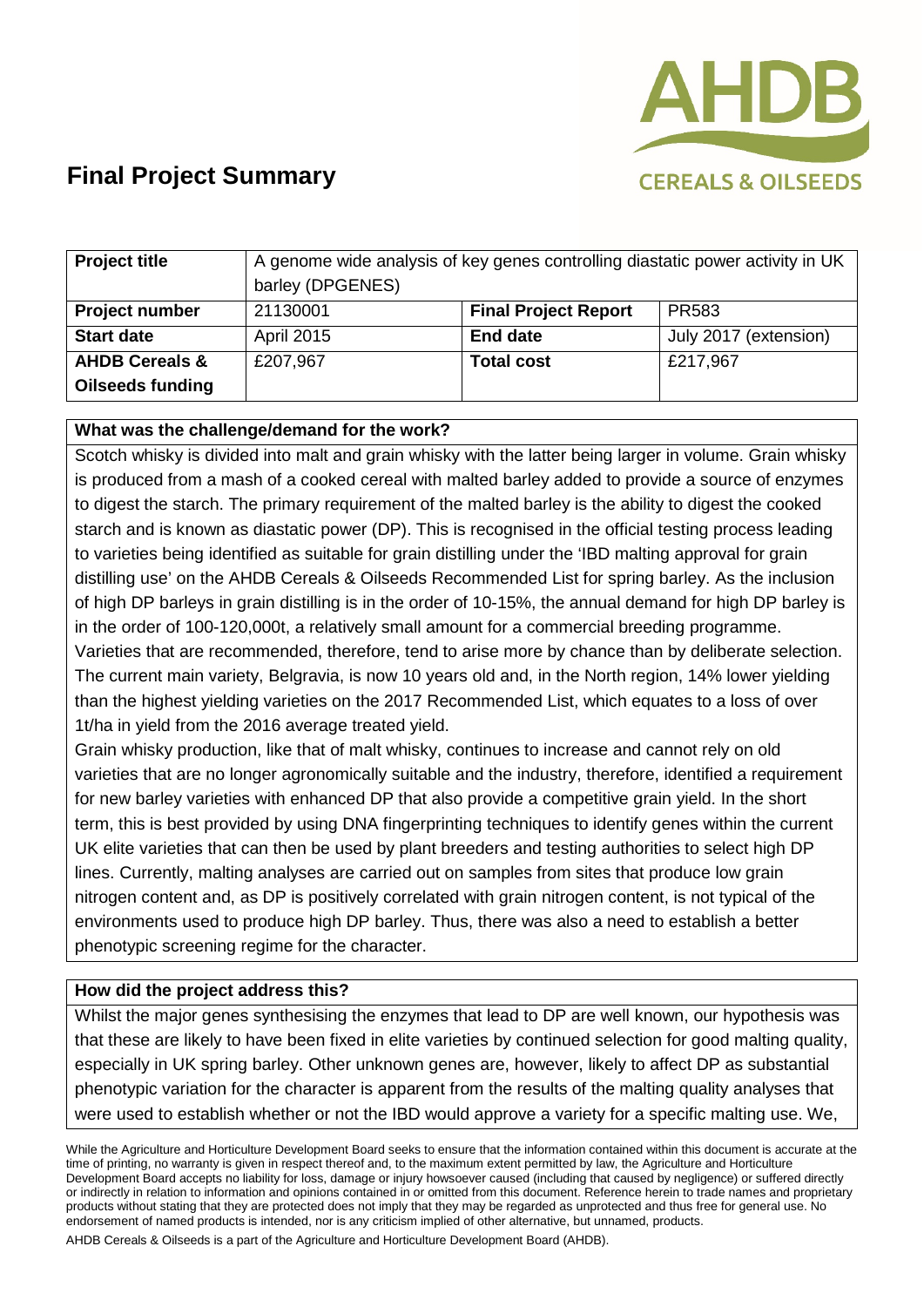# Final Project Summary

| **Project title** | A genome wide analysis of key genes controlling diastatic power activity in UK barley (DPGENES) | | |
|---|---|---|---|
| **Project number** | 21130001 | **Final Project Report** | PR583 |
| **Start date** | April 2015 | **End date** | July 2017 (extension) |
| **AHDB Cereals & Oilseeds funding** | £207,967 | **Total cost** | £217,967 |

### What was the challenge/demand for the work?

Scotch whisky is divided into malt and grain whisky with the latter being larger in volume. Grain whisky is produced from a mash of a cooked cereal with malted barley added to provide a source of enzymes to digest the starch. The primary requirement of the malted barley is the ability to digest the cooked starch and is known as diastatic power (DP). This is recognised in the official testing process leading to varieties being identified as suitable for grain distilling under the 'IBD malting approval for grain distilling use' on the AHDB Cereals & Oilseeds Recommended List for spring barley. As the inclusion of high DP barleys in grain distilling is in the order of 10-15%, the annual demand for high DP barley is in the order of 100-120,000t, a relatively small amount for a commercial breeding programme. Varieties that are recommended, therefore, tend to arise more by chance than by deliberate selection. The current main variety, Belgravia, is now 10 years old and, in the North region, 14% lower yielding than the highest yielding varieties on the 2017 Recommended List, which equates to a loss of over 1t/ha in yield from the 2016 average treated yield.

Grain whisky production, like that of malt whisky, continues to increase and cannot rely on old varieties that are no longer agronomically suitable and the industry, therefore, identified a requirement for new barley varieties with enhanced DP that also provide a competitive grain yield. In the short term, this is best provided by using DNA fingerprinting techniques to identify genes within the current UK elite varieties that can then be used by plant breeders and testing authorities to select high DP lines. Currently, malting analyses are carried out on samples from sites that produce low grain nitrogen content and, as DP is positively correlated with grain nitrogen content, is not typical of the environments used to produce high DP barley. Thus, there was also a need to establish a better phenotypic screening regime for the character.

### How did the project address this?

Whilst the major genes synthesising the enzymes that lead to DP are well known, our hypothesis was that these are likely to have been fixed in elite varieties by continued selection for good malting quality, especially in UK spring barley. Other unknown genes are, however, likely to affect DP as substantial phenotypic variation for the character is apparent from the results of the malting quality analyses that were used to establish whether or not the IBD would approve a variety for a specific malting use. We,

While the Agriculture and Horticulture Development Board seeks to ensure that the information contained within this document is accurate at the time of printing, no warranty is given in respect thereof and, to the maximum extent permitted by law, the Agriculture and Horticulture Development Board accepts no liability for loss, damage or injury howsoever caused (including that caused by negligence) or suffered directly or indirectly in relation to information and opinions contained in or omitted from this document. Reference herein to trade names and proprietary products without stating that they are protected does not imply that they may be regarded as unprotected and thus free for general use. No endorsement of named products is intended, nor is any criticism implied of other alternative, but unnamed, products.

AHDB Cereals & Oilseeds is a part of the Agriculture and Horticulture Development Board (AHDB).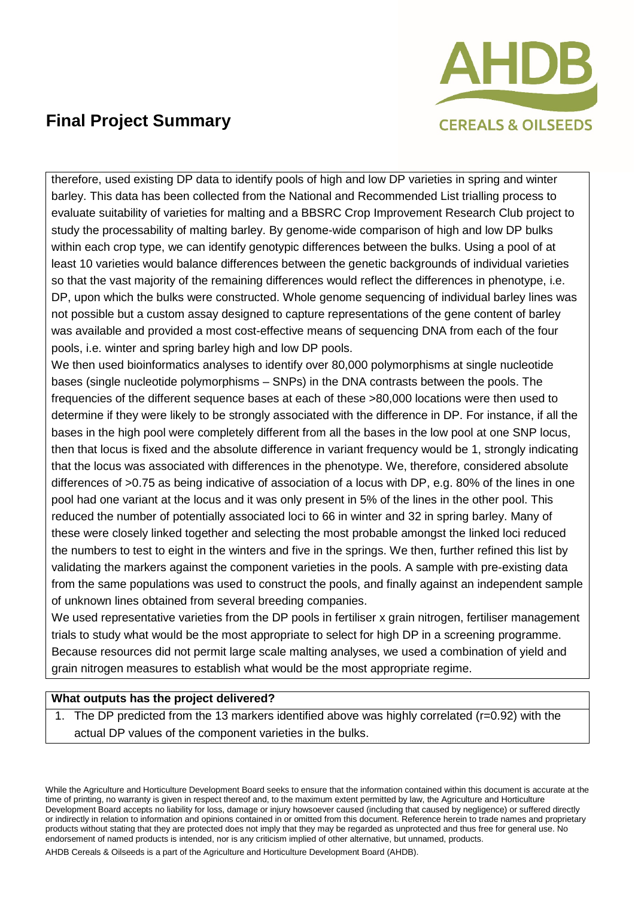therefore, used existing DP data to identify pools of high and low DP varieties in spring and winter barley. This data has been collected from the National and Recommended List trialling process to evaluate suitability of varieties for malting and a BBSRC Crop Improvement Research Club project to study the processability of malting barley. By genome-wide comparison of high and low DP bulks within each crop type, we can identify genotypic differences between the bulks. Using a pool of at least 10 varieties would balance differences between the genetic backgrounds of individual varieties so that the vast majority of the remaining differences would reflect the differences in phenotype, i.e. DP, upon which the bulks were constructed. Whole genome sequencing of individual barley lines was not possible but a custom assay designed to capture representations of the gene content of barley was available and provided a most cost-effective means of sequencing DNA from each of the four pools, i.e. winter and spring barley high and low DP pools.

We then used bioinformatics analyses to identify over 80,000 polymorphisms at single nucleotide bases (single nucleotide polymorphisms – SNPs) in the DNA contrasts between the pools. The frequencies of the different sequence bases at each of these >80,000 locations were then used to determine if they were likely to be strongly associated with the difference in DP. For instance, if all the bases in the high pool were completely different from all the bases in the low pool at one SNP locus, then that locus is fixed and the absolute difference in variant frequency would be 1, strongly indicating that the locus was associated with differences in the phenotype. We, therefore, considered absolute differences of >0.75 as being indicative of association of a locus with DP, e.g. 80% of the lines in one pool had one variant at the locus and it was only present in 5% of the lines in the other pool. This reduced the number of potentially associated loci to 66 in winter and 32 in spring barley. Many of these were closely linked together and selecting the most probable amongst the linked loci reduced the numbers to test to eight in the winters and five in the springs. We then, further refined this list by validating the markers against the component varieties in the pools. A sample with pre-existing data from the same populations was used to construct the pools, and finally against an independent sample of unknown lines obtained from several breeding companies.

We used representative varieties from the DP pools in fertiliser x grain nitrogen, fertiliser management trials to study what would be the most appropriate to select for high DP in a screening programme. Because resources did not permit large scale malting analyses, we used a combination of yield and grain nitrogen measures to establish what would be the most appropriate regime.

**What outputs has the project delivered?**

1. The DP predicted from the 13 markers identified above was highly correlated (r=0.92) with the actual DP values of the component varieties in the bulks.

While the Agriculture and Horticulture Development Board seeks to ensure that the information contained within this document is accurate at the time of printing, no warranty is given in respect thereof and, to the maximum extent permitted by law, the Agriculture and Horticulture Development Board accepts no liability for loss, damage or injury howsoever caused (including that caused by negligence) or suffered directly or indirectly in relation to information and opinions contained in or omitted from this document. Reference herein to trade names and proprietary products without stating that they are protected does not imply that they may be regarded as unprotected and thus free for general use. No endorsement of named products is intended, nor is any criticism implied of other alternative, but unnamed, products.

AHDB Cereals & Oilseeds is a part of the Agriculture and Horticulture Development Board (AHDB).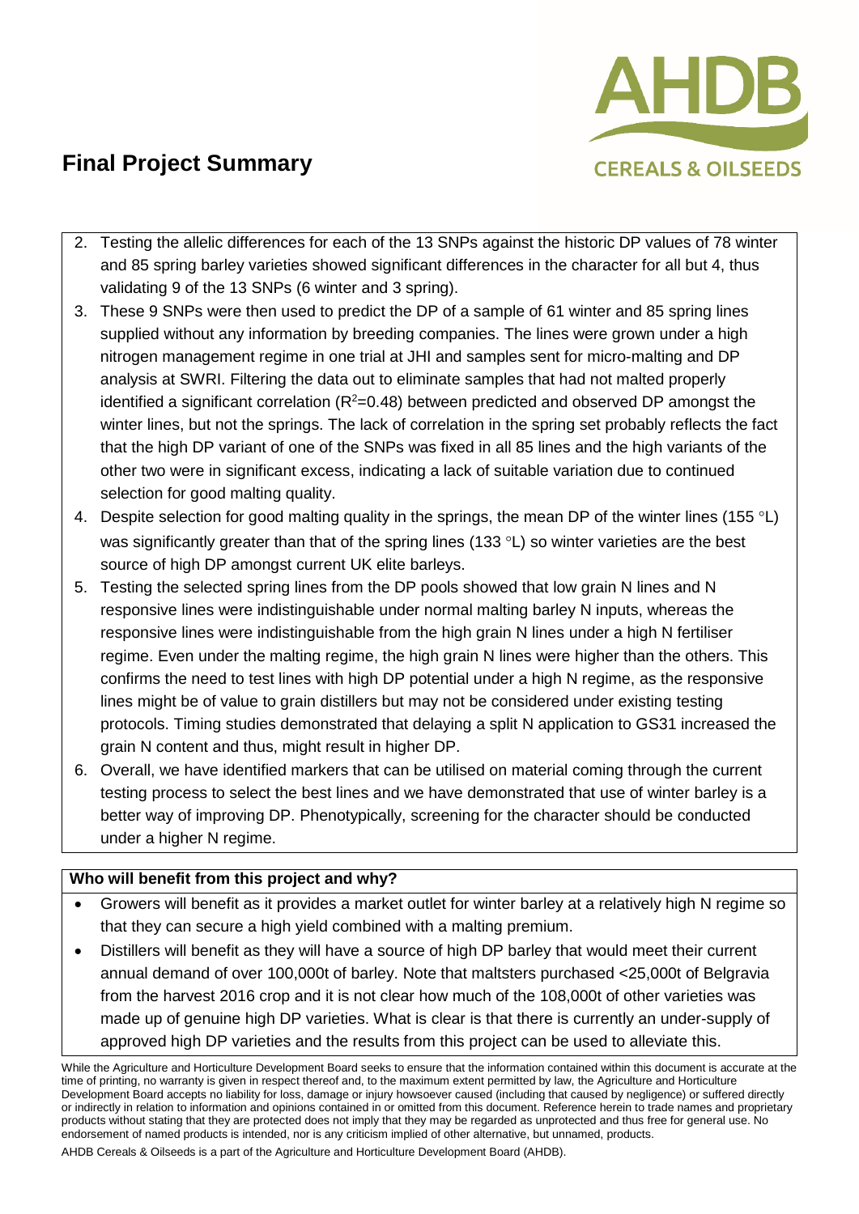# Final Project Summary

2. Testing the allelic differences for each of the 13 SNPs against the historic DP values of 78 winter and 85 spring barley varieties showed significant differences in the character for all but 4, thus validating 9 of the 13 SNPs (6 winter and 3 spring).
3. These 9 SNPs were then used to predict the DP of a sample of 61 winter and 85 spring lines supplied without any information by breeding companies. The lines were grown under a high nitrogen management regime in one trial at JHI and samples sent for micro-malting and DP analysis at SWRI. Filtering the data out to eliminate samples that had not malted properly identified a significant correlation ($R^2$=0.48) between predicted and observed DP amongst the winter lines, but not the springs. The lack of correlation in the spring set probably reflects the fact that the high DP variant of one of the SNPs was fixed in all 85 lines and the high variants of the other two were in significant excess, indicating a lack of suitable variation due to continued selection for good malting quality.
4. Despite selection for good malting quality in the springs, the mean DP of the winter lines (155 °L) was significantly greater than that of the spring lines (133 °L) so winter varieties are the best source of high DP amongst current UK elite barleys.
5. Testing the selected spring lines from the DP pools showed that low grain N lines and N responsive lines were indistinguishable under normal malting barley N inputs, whereas the responsive lines were indistinguishable from the high grain N lines under a high N fertiliser regime. Even under the malting regime, the high grain N lines were higher than the others. This confirms the need to test lines with high DP potential under a high N regime, as the responsive lines might be of value to grain distillers but may not be considered under existing testing protocols. Timing studies demonstrated that delaying a split N application to GS31 increased the grain N content and thus, might result in higher DP.
6. Overall, we have identified markers that can be utilised on material coming through the current testing process to select the best lines and we have demonstrated that use of winter barley is a better way of improving DP. Phenotypically, screening for the character should be conducted under a higher N regime.

**Who will benefit from this project and why?**

- Growers will benefit as it provides a market outlet for winter barley at a relatively high N regime so that they can secure a high yield combined with a malting premium.
- Distillers will benefit as they will have a source of high DP barley that would meet their current annual demand of over 100,000t of barley. Note that maltsters purchased <25,000t of Belgravia from the harvest 2016 crop and it is not clear how much of the 108,000t of other varieties was made up of genuine high DP varieties. What is clear is that there is currently an under-supply of approved high DP varieties and the results from this project can be used to alleviate this.

While the Agriculture and Horticulture Development Board seeks to ensure that the information contained within this document is accurate at the time of printing, no warranty is given in respect thereof and, to the maximum extent permitted by law, the Agriculture and Horticulture Development Board accepts no liability for loss, damage or injury howsoever caused (including that caused by negligence) or suffered directly or indirectly in relation to information and opinions contained in or omitted from this document. Reference herein to trade names and proprietary products without stating that they are protected does not imply that they may be regarded as unprotected and thus free for general use. No endorsement of named products is intended, nor is any criticism implied of other alternative, but unnamed, products.

AHDB Cereals & Oilseeds is a part of the Agriculture and Horticulture Development Board (AHDB).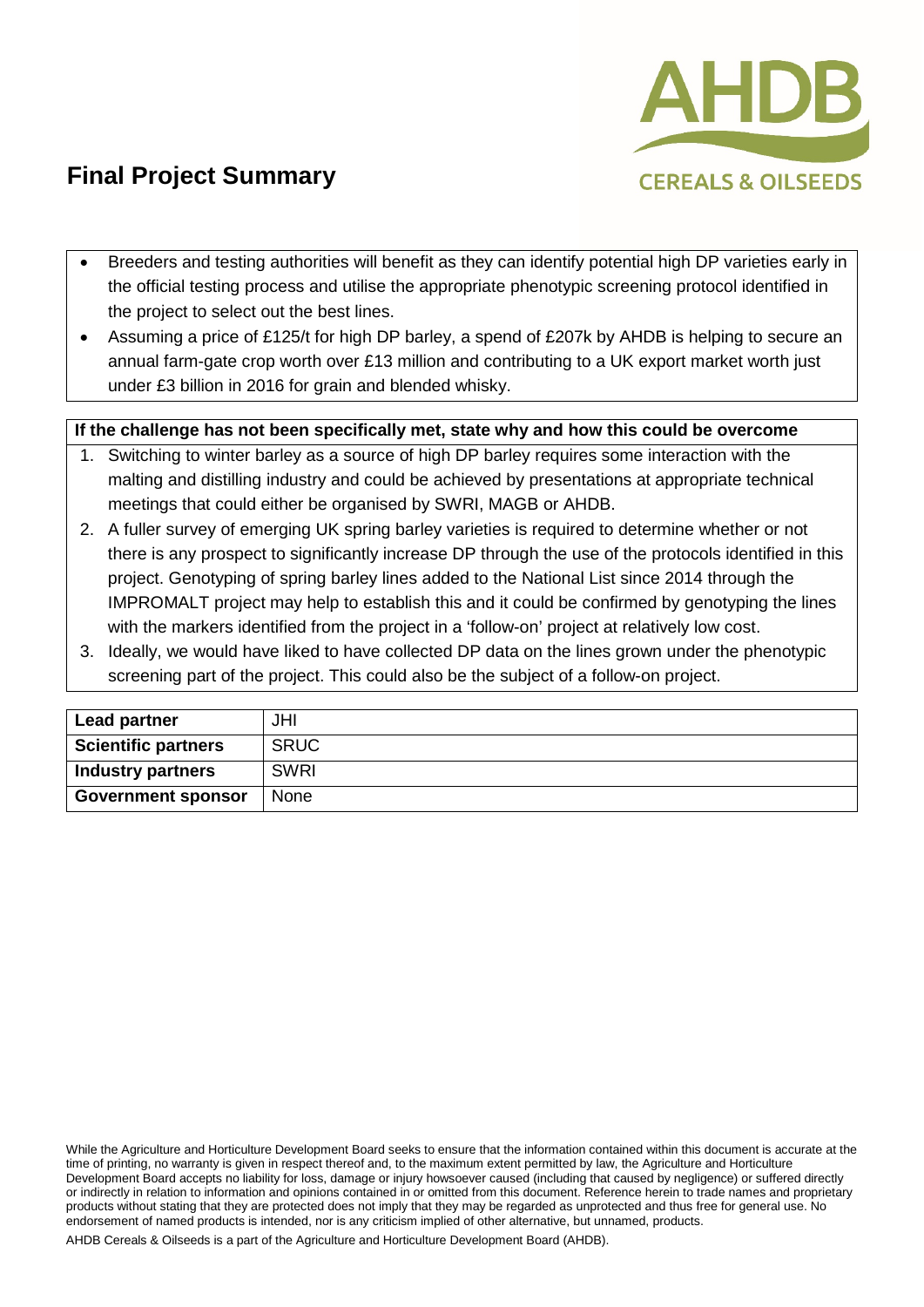- Breeders and testing authorities will benefit as they can identify potential high DP varieties early in the official testing process and utilise the appropriate phenotypic screening protocol identified in the project to select out the best lines.
- Assuming a price of £125/t for high DP barley, a spend of £207k by AHDB is helping to secure an annual farm-gate crop worth over £13 million and contributing to a UK export market worth just under £3 billion in 2016 for grain and blended whisky.

**If the challenge has not been specifically met, state why and how this could be overcome**

1. Switching to winter barley as a source of high DP barley requires some interaction with the malting and distilling industry and could be achieved by presentations at appropriate technical meetings that could either be organised by SWRI, MAGB or AHDB.
2. A fuller survey of emerging UK spring barley varieties is required to determine whether or not there is any prospect to significantly increase DP through the use of the protocols identified in this project. Genotyping of spring barley lines added to the National List since 2014 through the IMPROMALT project may help to establish this and it could be confirmed by genotyping the lines with the markers identified from the project in a 'follow-on' project at relatively low cost.
3. Ideally, we would have liked to have collected DP data on the lines grown under the phenotypic screening part of the project. This could also be the subject of a follow-on project.

| | |
|---|---|
| **Lead partner** | JHI |
| **Scientific partners** | SRUC |
| **Industry partners** | SWRI |
| **Government sponsor** | None |

While the Agriculture and Horticulture Development Board seeks to ensure that the information contained within this document is accurate at the time of printing, no warranty is given in respect thereof and, to the maximum extent permitted by law, the Agriculture and Horticulture Development Board accepts no liability for loss, damage or injury howsoever caused (including that caused by negligence) or suffered directly or indirectly in relation to information and opinions contained in or omitted from this document. Reference herein to trade names and proprietary products without stating that they are protected does not imply that they may be regarded as unprotected and thus free for general use. No endorsement of named products is intended, nor is any criticism implied of other alternative, but unnamed, products.

AHDB Cereals & Oilseeds is a part of the Agriculture and Horticulture Development Board (AHDB).